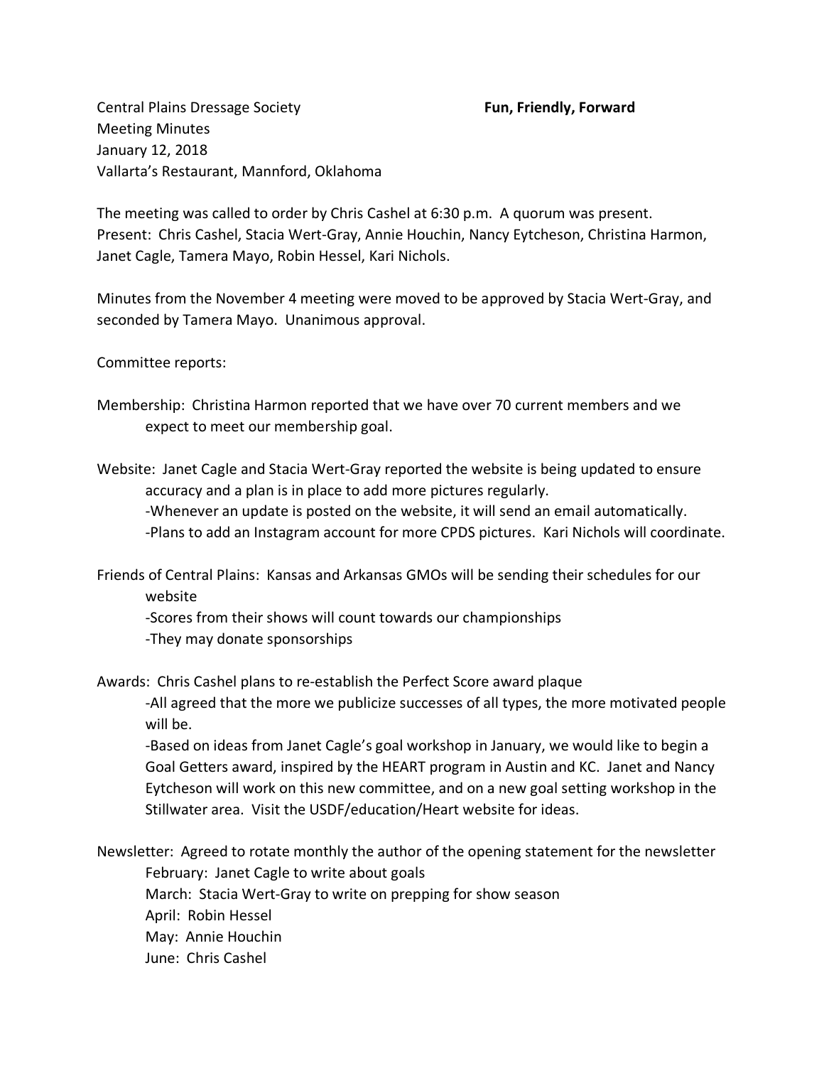Central Plains Dressage Society **Fun, Friendly, Forward**
Meeting Minutes
January 12, 2018
Vallarta's Restaurant, Mannford, Oklahoma

The meeting was called to order by Chris Cashel at 6:30 p.m. A quorum was present.
Present: Chris Cashel, Stacia Wert-Gray, Annie Houchin, Nancy Eytcheson, Christina Harmon, Janet Cagle, Tamera Mayo, Robin Hessel, Kari Nichols.

Minutes from the November 4 meeting were moved to be approved by Stacia Wert-Gray, and seconded by Tamera Mayo. Unanimous approval.

Committee reports:

Membership: Christina Harmon reported that we have over 70 current members and we expect to meet our membership goal.

Website: Janet Cagle and Stacia Wert-Gray reported the website is being updated to ensure accuracy and a plan is in place to add more pictures regularly.
-Whenever an update is posted on the website, it will send an email automatically.
-Plans to add an Instagram account for more CPDS pictures. Kari Nichols will coordinate.

Friends of Central Plains: Kansas and Arkansas GMOs will be sending their schedules for our website
-Scores from their shows will count towards our championships
-They may donate sponsorships

Awards: Chris Cashel plans to re-establish the Perfect Score award plaque
-All agreed that the more we publicize successes of all types, the more motivated people will be.
-Based on ideas from Janet Cagle's goal workshop in January, we would like to begin a Goal Getters award, inspired by the HEART program in Austin and KC. Janet and Nancy Eytcheson will work on this new committee, and on a new goal setting workshop in the Stillwater area. Visit the USDF/education/Heart website for ideas.

Newsletter: Agreed to rotate monthly the author of the opening statement for the newsletter
February: Janet Cagle to write about goals
March: Stacia Wert-Gray to write on prepping for show season
April: Robin Hessel
May: Annie Houchin
June: Chris Cashel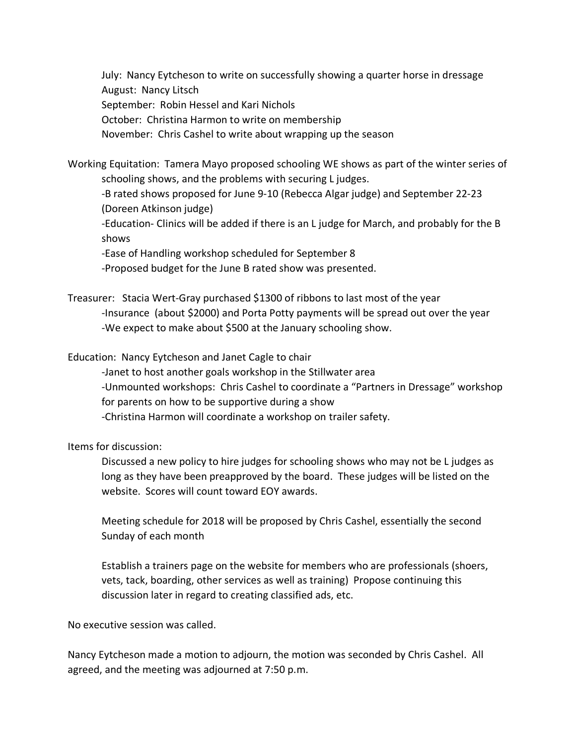July: Nancy Eytcheson to write on successfully showing a quarter horse in dressage
August: Nancy Litsch
September: Robin Hessel and Kari Nichols
October: Christina Harmon to write on membership
November: Chris Cashel to write about wrapping up the season

Working Equitation: Tamera Mayo proposed schooling WE shows as part of the winter series of schooling shows, and the problems with securing L judges.

-B rated shows proposed for June 9-10 (Rebecca Algar judge) and September 22-23 (Doreen Atkinson judge)

-Education- Clinics will be added if there is an L judge for March, and probably for the B shows

-Ease of Handling workshop scheduled for September 8

-Proposed budget for the June B rated show was presented.

Treasurer: Stacia Wert-Gray purchased $1300 of ribbons to last most of the year

-Insurance (about $2000) and Porta Potty payments will be spread out over the year

-We expect to make about $500 at the January schooling show.

Education: Nancy Eytcheson and Janet Cagle to chair

-Janet to host another goals workshop in the Stillwater area

-Unmounted workshops: Chris Cashel to coordinate a "Partners in Dressage" workshop for parents on how to be supportive during a show

-Christina Harmon will coordinate a workshop on trailer safety.

Items for discussion:

Discussed a new policy to hire judges for schooling shows who may not be L judges as long as they have been preapproved by the board. These judges will be listed on the website. Scores will count toward EOY awards.

Meeting schedule for 2018 will be proposed by Chris Cashel, essentially the second Sunday of each month

Establish a trainers page on the website for members who are professionals (shoers, vets, tack, boarding, other services as well as training) Propose continuing this discussion later in regard to creating classified ads, etc.

No executive session was called.

Nancy Eytcheson made a motion to adjourn, the motion was seconded by Chris Cashel. All agreed, and the meeting was adjourned at 7:50 p.m.